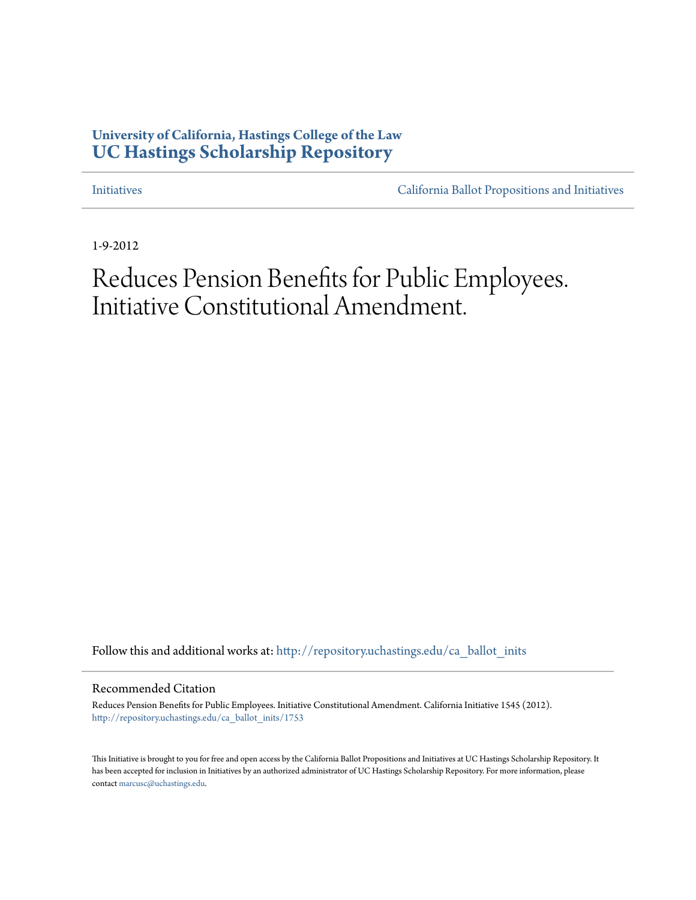University of California, Hastings College of the Law
# UC Hastings Scholarship Repository

Initiatives | California Ballot Propositions and Initiatives

1-9-2012

# Reduces Pension Benefits for Public Employees. Initiative Constitutional Amendment.

Follow this and additional works at: http://repository.uchastings.edu/ca_ballot_inits

## Recommended Citation

Reduces Pension Benefits for Public Employees. Initiative Constitutional Amendment. California Initiative 1545 (2012).
http://repository.uchastings.edu/ca_ballot_inits/1753

This Initiative is brought to you for free and open access by the California Ballot Propositions and Initiatives at UC Hastings Scholarship Repository. It has been accepted for inclusion in Initiatives by an authorized administrator of UC Hastings Scholarship Repository. For more information, please contact marcusc@uchastings.edu.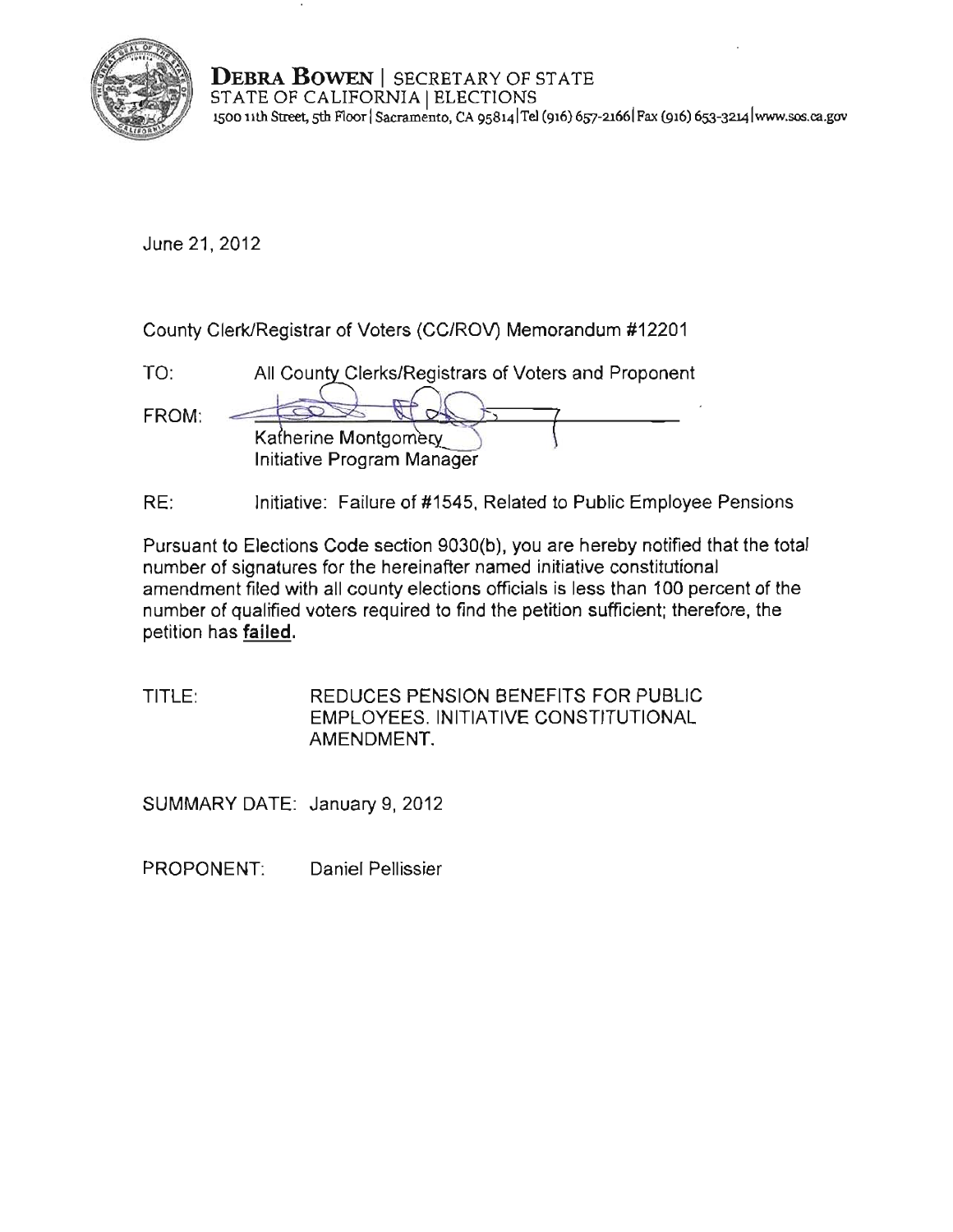**DEBRA BOWEN** | SECRETARY OF STATE
STATE OF CALIFORNIA | ELECTIONS
1500 11th Street, 5th Floor | Sacramento, CA 95814 | Tel (916) 657-2166 | Fax (916) 653-3214 | www.sos.ca.gov

June 21, 2012

County Clerk/Registrar of Voters (CC/ROV) Memorandum #12201

TO: All County Clerks/Registrars of Voters and Proponent

FROM: Katherine Montgomery
Initiative Program Manager

RE: Initiative: Failure of #1545, Related to Public Employee Pensions

Pursuant to Elections Code section 9030(b), you are hereby notified that the total number of signatures for the hereinafter named initiative constitutional amendment filed with all county elections officials is less than 100 percent of the number of qualified voters required to find the petition sufficient; therefore, the petition has **failed**.

TITLE: REDUCES PENSION BENEFITS FOR PUBLIC EMPLOYEES. INITIATIVE CONSTITUTIONAL AMENDMENT.

SUMMARY DATE: January 9, 2012

PROPONENT: Daniel Pellissier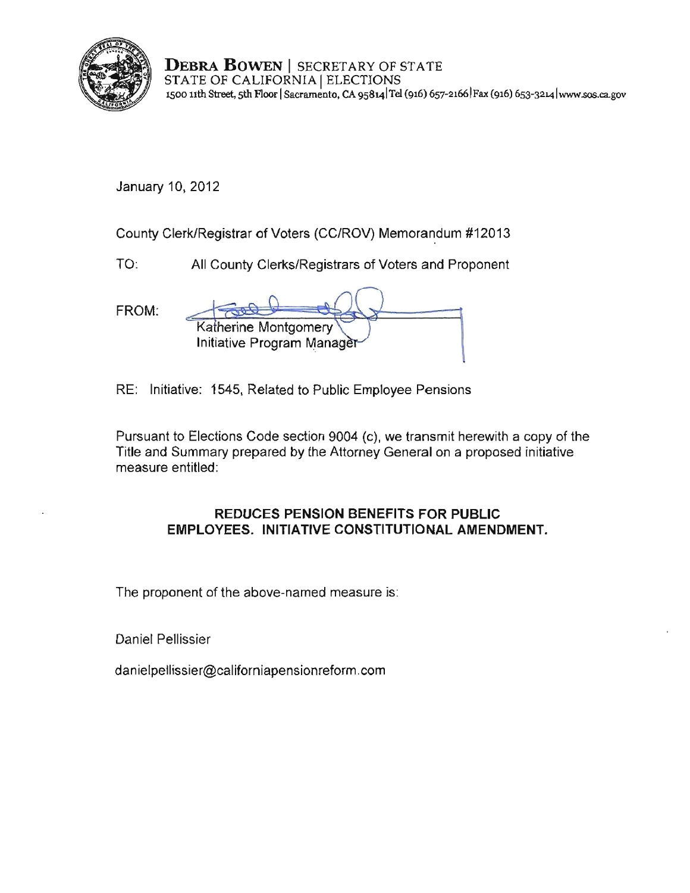**DEBRA BOWEN** | SECRETARY OF STATE
STATE OF CALIFORNIA | ELECTIONS
1500 11th Street, 5th Floor | Sacramento, CA 95814 | Tel (916) 657-2166 | Fax (916) 653-3214 | www.sos.ca.gov

January 10, 2012

County Clerk/Registrar of Voters (CC/ROV) Memorandum #12013

TO: All County Clerks/Registrars of Voters and Proponent

FROM: Katherine Montgomery
Initiative Program Manager

RE: Initiative: 1545, Related to Public Employee Pensions

Pursuant to Elections Code section 9004 (c), we transmit herewith a copy of the Title and Summary prepared by the Attorney General on a proposed initiative measure entitled:

**REDUCES PENSION BENEFITS FOR PUBLIC EMPLOYEES. INITIATIVE CONSTITUTIONAL AMENDMENT.**

The proponent of the above-named measure is:

Daniel Pellissier

danielpellissier@californiapensionreform.com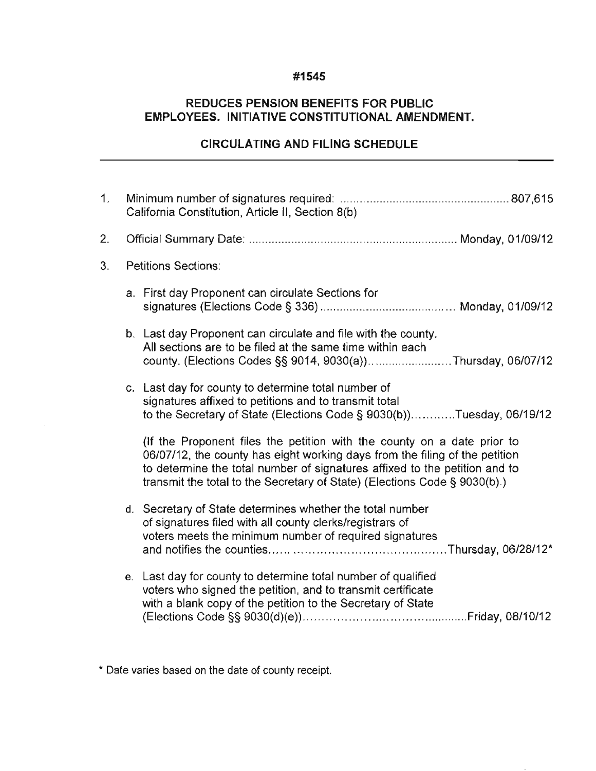**#1545**

## REDUCES PENSION BENEFITS FOR PUBLIC EMPLOYEES. INITIATIVE CONSTITUTIONAL AMENDMENT.

### CIRCULATING AND FILING SCHEDULE

1. Minimum number of signatures required: .................................................... 807,615
   California Constitution, Article II, Section 8(b)

2. Official Summary Date: ............................................................... Monday, 01/09/12

3. Petitions Sections:

   a. First day Proponent can circulate Sections for signatures (Elections Code § 336) ........................................ Monday, 01/09/12

   b. Last day Proponent can circulate and file with the county. All sections are to be filed at the same time within each county. (Elections Codes §§ 9014, 9030(a)) ........................ Thursday, 06/07/12

   c. Last day for county to determine total number of signatures affixed to petitions and to transmit total to the Secretary of State (Elections Code § 9030(b)) ............ Tuesday, 06/19/12

      (If the Proponent files the petition with the county on a date prior to 06/07/12, the county has eight working days from the filing of the petition to determine the total number of signatures affixed to the petition and to transmit the total to the Secretary of State) (Elections Code § 9030(b).)

   d. Secretary of State determines whether the total number of signatures filed with all county clerks/registrars of voters meets the minimum number of required signatures and notifies the counties...... ........................................ Thursday, 06/28/12*

   e. Last day for county to determine total number of qualified voters who signed the petition, and to transmit certificate with a blank copy of the petition to the Secretary of State (Elections Code §§ 9030(d)(e)) ............................................ Friday, 08/10/12

\* Date varies based on the date of county receipt.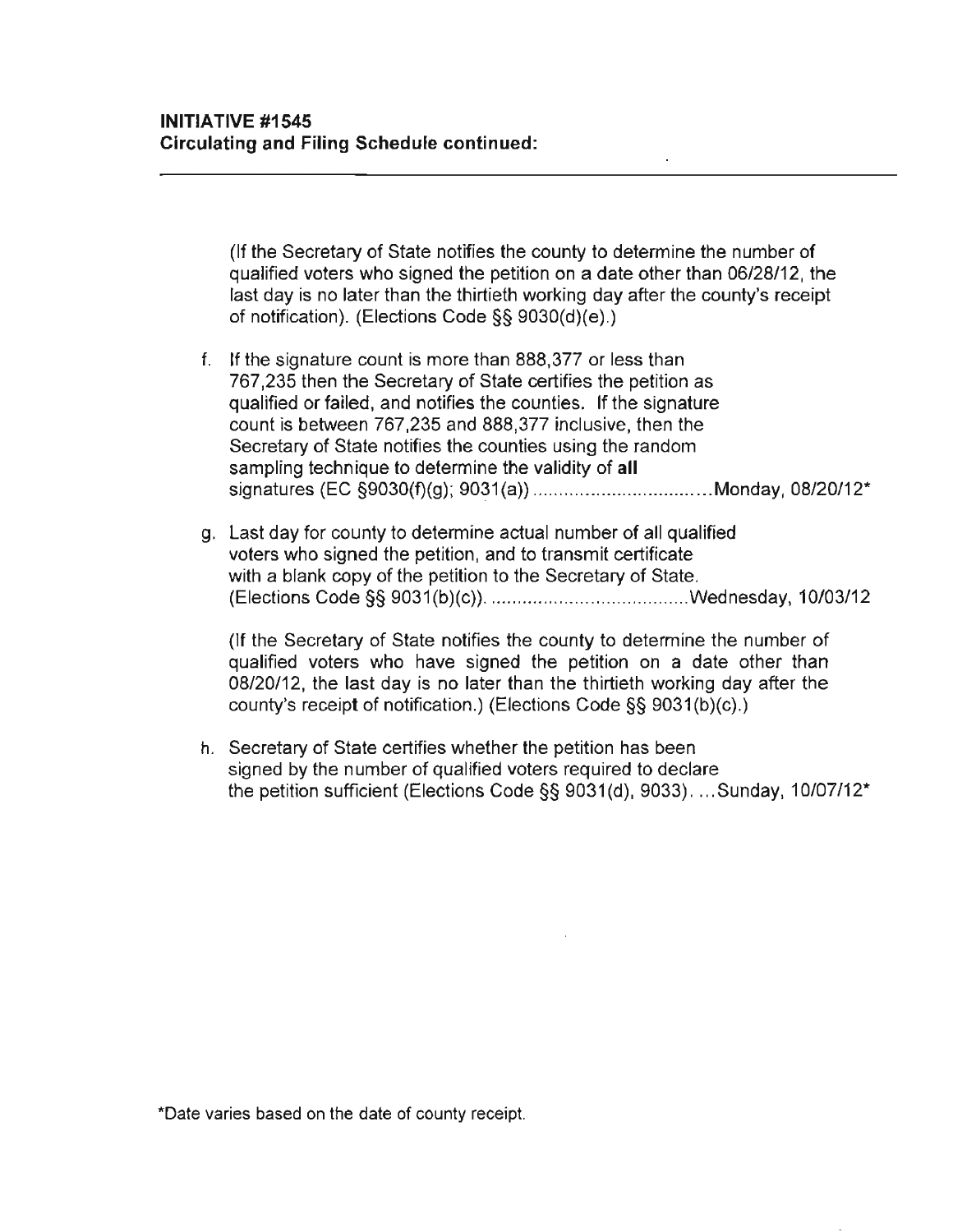**INITIATIVE #1545**
**Circulating and Filing Schedule continued:**

(If the Secretary of State notifies the county to determine the number of qualified voters who signed the petition on a date other than 06/28/12, the last day is no later than the thirtieth working day after the county's receipt of notification). (Elections Code §§ 9030(d)(e).)

f. If the signature count is more than 888,377 or less than 767,235 then the Secretary of State certifies the petition as qualified or failed, and notifies the counties. If the signature count is between 767,235 and 888,377 inclusive, then the Secretary of State notifies the counties using the random sampling technique to determine the validity of **all** signatures (EC §9030(f)(g); 9031(a)) ................................ Monday, 08/20/12*

g. Last day for county to determine actual number of all qualified voters who signed the petition, and to transmit certificate with a blank copy of the petition to the Secretary of State. (Elections Code §§ 9031(b)(c)). ...................................... Wednesday, 10/03/12

(If the Secretary of State notifies the county to determine the number of qualified voters who have signed the petition on a date other than 08/20/12, the last day is no later than the thirtieth working day after the county's receipt of notification.) (Elections Code §§ 9031(b)(c).)

h. Secretary of State certifies whether the petition has been signed by the number of qualified voters required to declare the petition sufficient (Elections Code §§ 9031(d), 9033). ... Sunday, 10/07/12*

*Date varies based on the date of county receipt.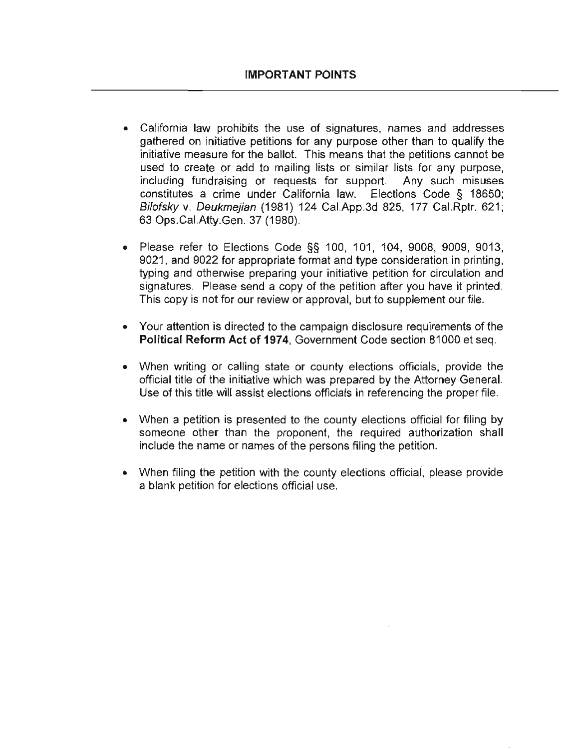## IMPORTANT POINTS

- California law prohibits the use of signatures, names and addresses gathered on initiative petitions for any purpose other than to qualify the initiative measure for the ballot. This means that the petitions cannot be used to create or add to mailing lists or similar lists for any purpose, including fundraising or requests for support. Any such misuses constitutes a crime under California law. Elections Code § 18650; *Bilofsky* v. *Deukmejian* (1981) 124 Cal.App.3d 825, 177 Cal.Rptr. 621; 63 Ops.Cal.Atty.Gen. 37 (1980).

- Please refer to Elections Code §§ 100, 101, 104, 9008, 9009, 9013, 9021, and 9022 for appropriate format and type consideration in printing, typing and otherwise preparing your initiative petition for circulation and signatures. Please send a copy of the petition after you have it printed. This copy is not for our review or approval, but to supplement our file.

- Your attention is directed to the campaign disclosure requirements of the **Political Reform Act of 1974**, Government Code section 81000 et seq.

- When writing or calling state or county elections officials, provide the official title of the initiative which was prepared by the Attorney General. Use of this title will assist elections officials in referencing the proper file.

- When a petition is presented to the county elections official for filing by someone other than the proponent, the required authorization shall include the name or names of the persons filing the petition.

- When filing the petition with the county elections official, please provide a blank petition for elections official use.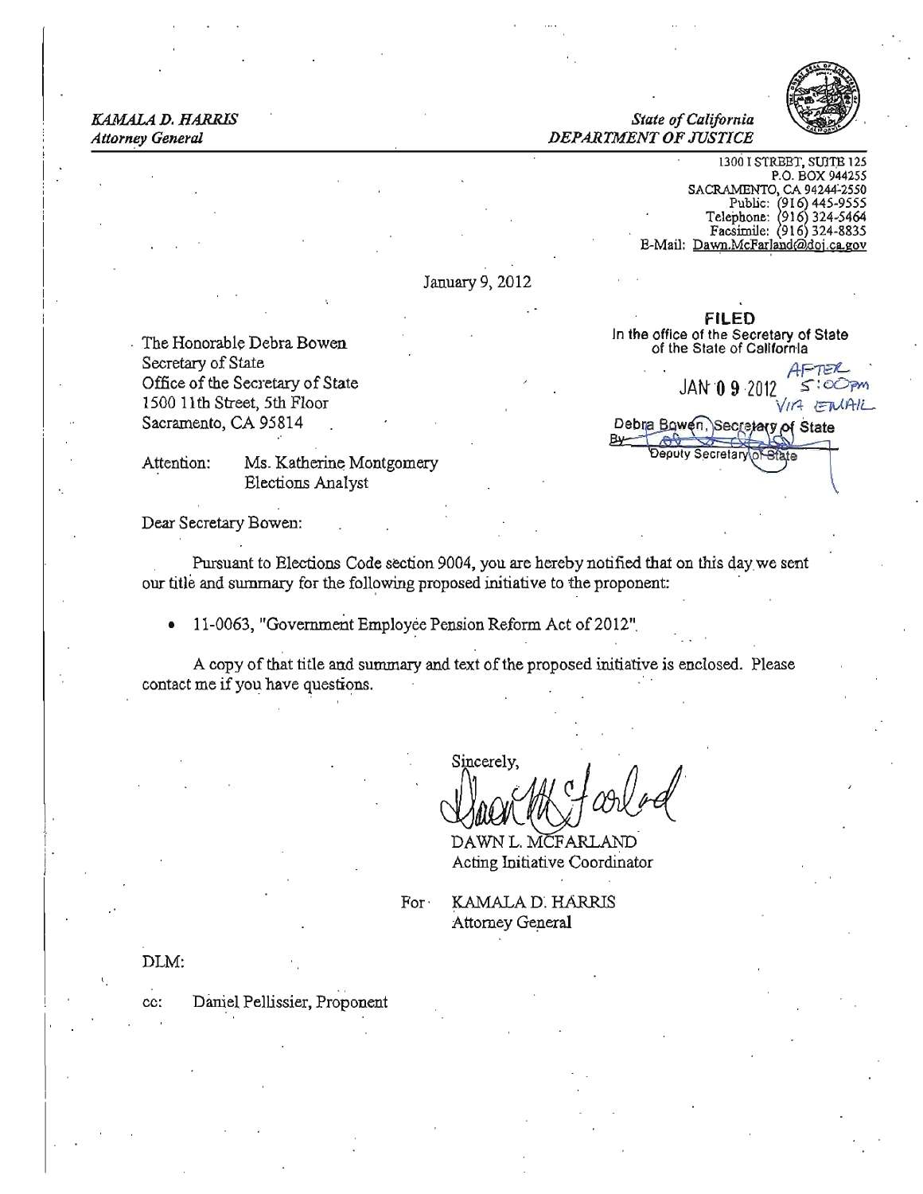*KAMALA D. HARRIS*
*Attorney General*

*State of California*
***DEPARTMENT OF JUSTICE***

1300 I STREET, SUITE 125
P.O. BOX 944255
SACRAMENTO, CA 94244-2550
Public: (916) 445-9555
Telephone: (916) 324-5464
Facsimile: (916) 324-8835
E-Mail: Dawn.McFarland@doj.ca.gov

January 9, 2012

**FILED**
In the office of the Secretary of State
of the State of California

JAN 09 2012 AFTER 5:00PM VIA EMAIL

Debra Bowen, Secretary of State
By ________
Deputy Secretary of State

The Honorable Debra Bowen
Secretary of State
Office of the Secretary of State
1500 11th Street, 5th Floor
Sacramento, CA 95814

Attention: Ms. Katherine Montgomery
Elections Analyst

Dear Secretary Bowen:

Pursuant to Elections Code section 9004, you are hereby notified that on this day we sent our title and summary for the following proposed initiative to the proponent:

- 11-0063, "Government Employee Pension Reform Act of 2012".

A copy of that title and summary and text of the proposed initiative is enclosed. Please contact me if you have questions.

Sincerely,

DAWN L. MCFARLAND
Acting Initiative Coordinator

For KAMALA D. HARRIS
Attorney General

DLM:

cc: Daniel Pellissier, Proponent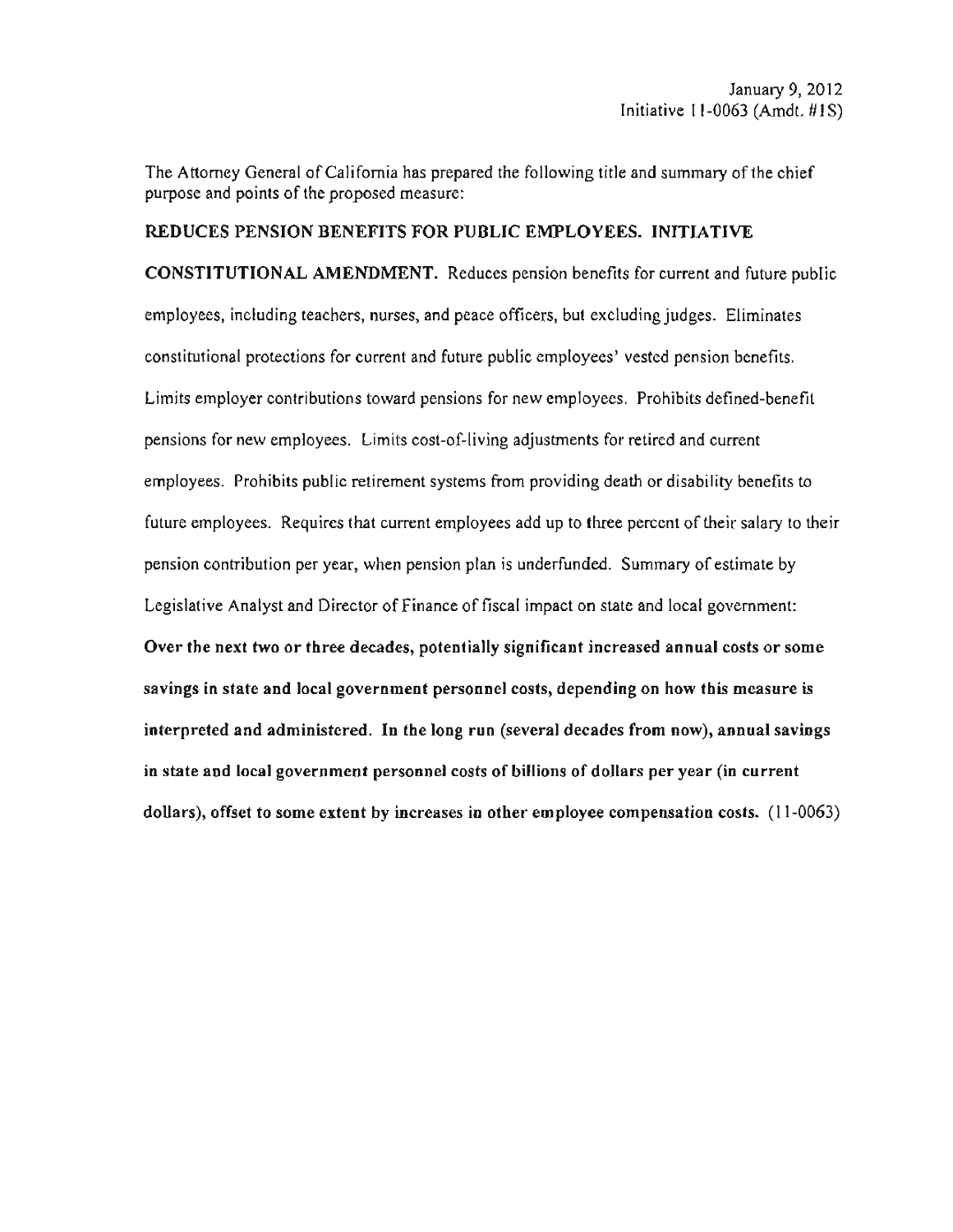January 9, 2012
Initiative 11-0063 (Amdt. #1S)

The Attorney General of California has prepared the following title and summary of the chief purpose and points of the proposed measure:

**REDUCES PENSION BENEFITS FOR PUBLIC EMPLOYEES. INITIATIVE CONSTITUTIONAL AMENDMENT.** Reduces pension benefits for current and future public employees, including teachers, nurses, and peace officers, but excluding judges. Eliminates constitutional protections for current and future public employees' vested pension benefits. Limits employer contributions toward pensions for new employees. Prohibits defined-benefit pensions for new employees. Limits cost-of-living adjustments for retired and current employees. Prohibits public retirement systems from providing death or disability benefits to future employees. Requires that current employees add up to three percent of their salary to their pension contribution per year, when pension plan is underfunded. Summary of estimate by Legislative Analyst and Director of Finance of fiscal impact on state and local government: **Over the next two or three decades, potentially significant increased annual costs or some savings in state and local government personnel costs, depending on how this measure is interpreted and administered. In the long run (several decades from now), annual savings in state and local government personnel costs of billions of dollars per year (in current dollars), offset to some extent by increases in other employee compensation costs.** (11-0063)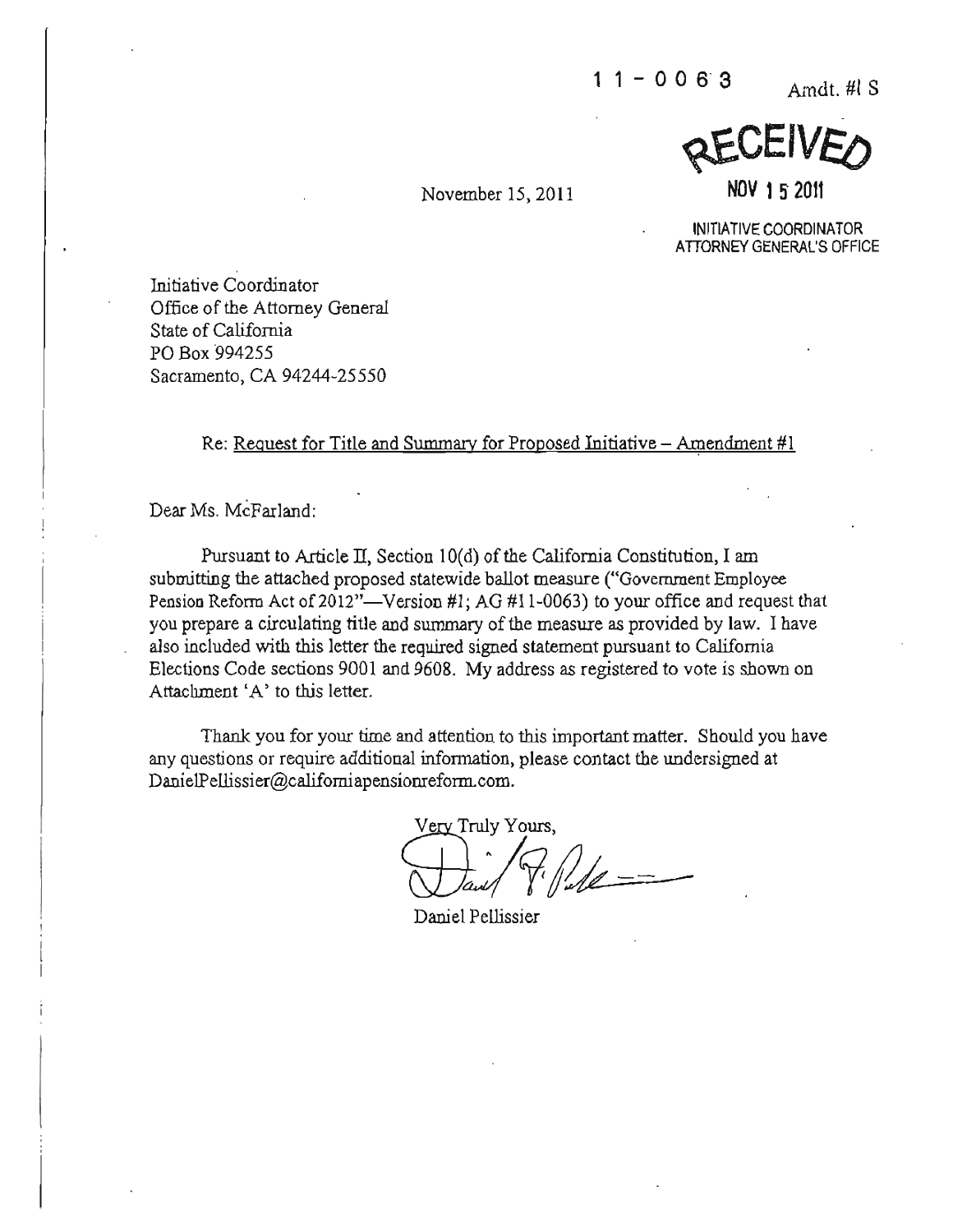11-0063 Amdt. #1 S

RECEIVED

NOV 15 2011

INITIATIVE COORDINATOR
ATTORNEY GENERAL'S OFFICE

November 15, 2011

Initiative Coordinator
Office of the Attorney General
State of California
PO Box 994255
Sacramento, CA 94244-25550

Re: Request for Title and Summary for Proposed Initiative – Amendment #1

Dear Ms. McFarland:

Pursuant to Article II, Section 10(d) of the California Constitution, I am submitting the attached proposed statewide ballot measure ("Government Employee Pension Reform Act of 2012"—Version #1; AG #11-0063) to your office and request that you prepare a circulating title and summary of the measure as provided by law. I have also included with this letter the required signed statement pursuant to California Elections Code sections 9001 and 9608. My address as registered to vote is shown on Attachment 'A' to this letter.

Thank you for your time and attention to this important matter. Should you have any questions or require additional information, please contact the undersigned at DanielPellissier@californiapensionreform.com.

Very Truly Yours,

Daniel Pellissier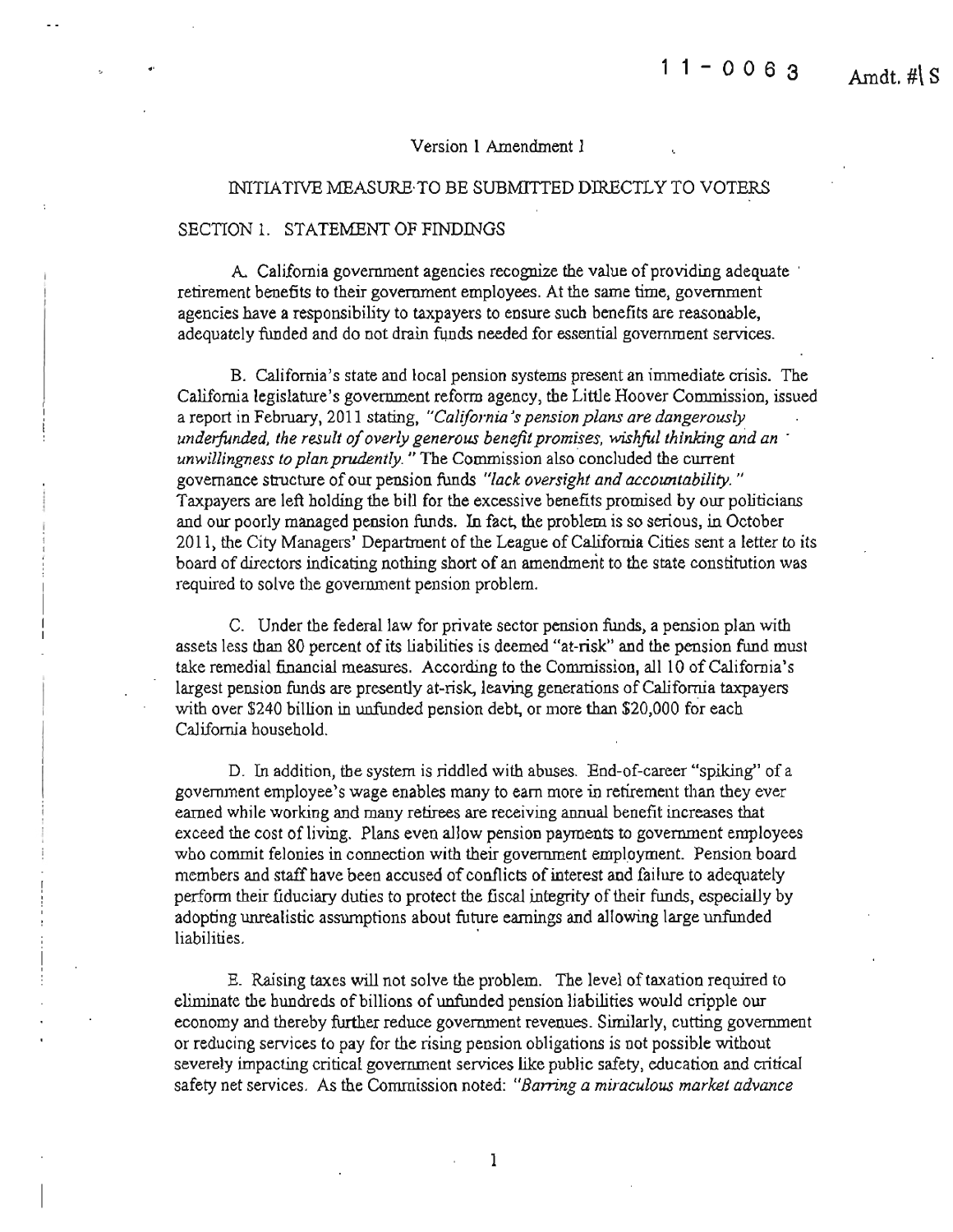11-0063 Amdt. #1 S

Version 1 Amendment 1

INITIATIVE MEASURE TO BE SUBMITTED DIRECTLY TO VOTERS

SECTION 1. STATEMENT OF FINDINGS

A. California government agencies recognize the value of providing adequate retirement benefits to their government employees. At the same time, government agencies have a responsibility to taxpayers to ensure such benefits are reasonable, adequately funded and do not drain funds needed for essential government services.

B. California's state and local pension systems present an immediate crisis. The California legislature's government reform agency, the Little Hoover Commission, issued a report in February, 2011 stating, *"California's pension plans are dangerously underfunded, the result of overly generous benefit promises, wishful thinking and an unwillingness to plan prudently."* The Commission also concluded the current governance structure of our pension funds *"lack oversight and accountability."* Taxpayers are left holding the bill for the excessive benefits promised by our politicians and our poorly managed pension funds. In fact, the problem is so serious, in October 2011, the City Managers' Department of the League of California Cities sent a letter to its board of directors indicating nothing short of an amendment to the state constitution was required to solve the government pension problem.

C. Under the federal law for private sector pension funds, a pension plan with assets less than 80 percent of its liabilities is deemed "at-risk" and the pension fund must take remedial financial measures. According to the Commission, all 10 of California's largest pension funds are presently at-risk, leaving generations of California taxpayers with over $240 billion in unfunded pension debt, or more than $20,000 for each California household.

D. In addition, the system is riddled with abuses. End-of-career "spiking" of a government employee's wage enables many to earn more in retirement than they ever earned while working and many retirees are receiving annual benefit increases that exceed the cost of living. Plans even allow pension payments to government employees who commit felonies in connection with their government employment. Pension board members and staff have been accused of conflicts of interest and failure to adequately perform their fiduciary duties to protect the fiscal integrity of their funds, especially by adopting unrealistic assumptions about future earnings and allowing large unfunded liabilities.

E. Raising taxes will not solve the problem. The level of taxation required to eliminate the hundreds of billions of unfunded pension liabilities would cripple our economy and thereby further reduce government revenues. Similarly, cutting government or reducing services to pay for the rising pension obligations is not possible without severely impacting critical government services like public safety, education and critical safety net services. As the Commission noted: *"Barring a miraculous market advance*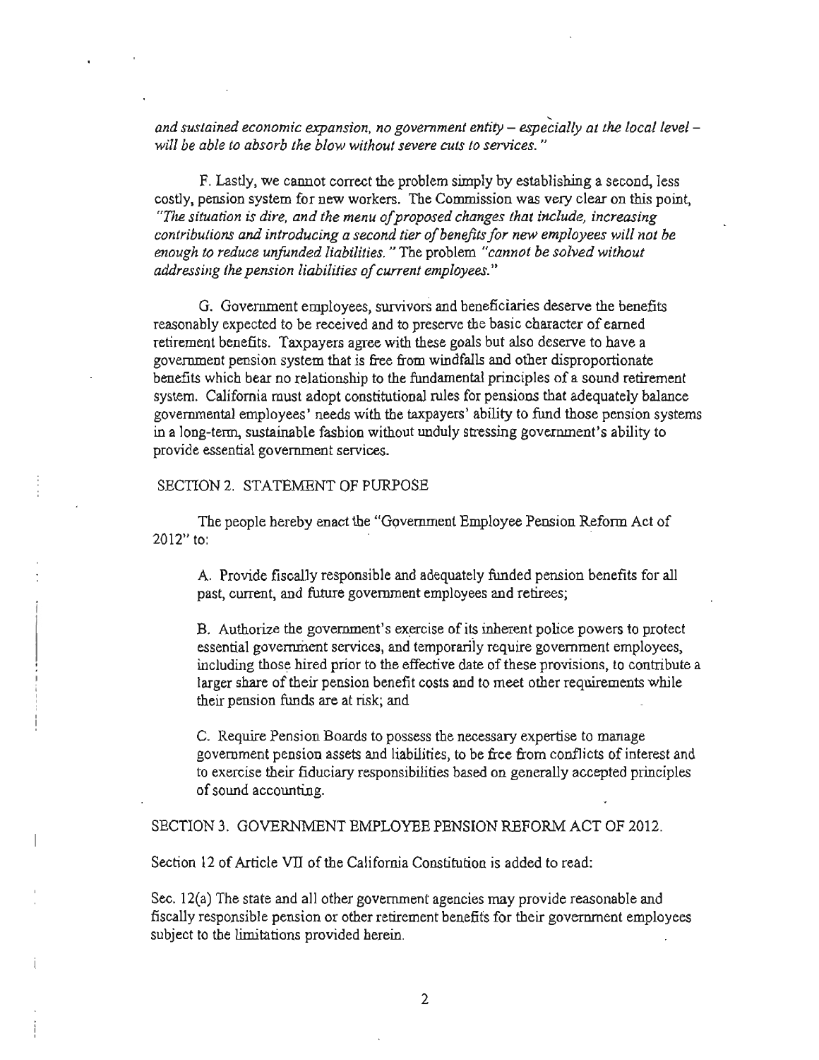*and sustained economic expansion, no government entity – especially at the local level – will be able to absorb the blow without severe cuts to services."*

F. Lastly, we cannot correct the problem simply by establishing a second, less costly, pension system for new workers. The Commission was very clear on this point, *"The situation is dire, and the menu of proposed changes that include, increasing contributions and introducing a second tier of benefits for new employees will not be enough to reduce unfunded liabilities."* The problem *"cannot be solved without addressing the pension liabilities of current employees."*

G. Government employees, survivors and beneficiaries deserve the benefits reasonably expected to be received and to preserve the basic character of earned retirement benefits. Taxpayers agree with these goals but also deserve to have a government pension system that is free from windfalls and other disproportionate benefits which bear no relationship to the fundamental principles of a sound retirement system. California must adopt constitutional rules for pensions that adequately balance governmental employees' needs with the taxpayers' ability to fund those pension systems in a long-term, sustainable fashion without unduly stressing government's ability to provide essential government services.

SECTION 2. STATEMENT OF PURPOSE

The people hereby enact the "Government Employee Pension Reform Act of 2012" to:

A. Provide fiscally responsible and adequately funded pension benefits for all past, current, and future government employees and retirees;

B. Authorize the government's exercise of its inherent police powers to protect essential government services, and temporarily require government employees, including those hired prior to the effective date of these provisions, to contribute a larger share of their pension benefit costs and to meet other requirements while their pension funds are at risk; and

C. Require Pension Boards to possess the necessary expertise to manage government pension assets and liabilities, to be free from conflicts of interest and to exercise their fiduciary responsibilities based on generally accepted principles of sound accounting.

SECTION 3. GOVERNMENT EMPLOYEE PENSION REFORM ACT OF 2012.

Section 12 of Article VII of the California Constitution is added to read:

Sec. 12(a) The state and all other government agencies may provide reasonable and fiscally responsible pension or other retirement benefits for their government employees subject to the limitations provided herein.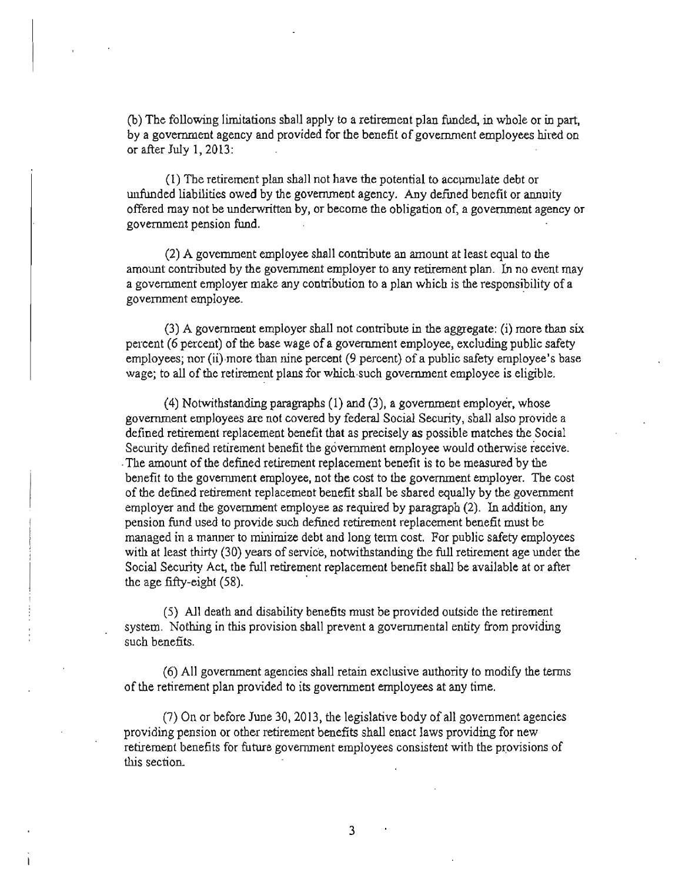(b) The following limitations shall apply to a retirement plan funded, in whole or in part, by a government agency and provided for the benefit of government employees hired on or after July 1, 2013:

(1) The retirement plan shall not have the potential to accumulate debt or unfunded liabilities owed by the government agency. Any defined benefit or annuity offered may not be underwritten by, or become the obligation of, a government agency or government pension fund.

(2) A government employee shall contribute an amount at least equal to the amount contributed by the government employer to any retirement plan. In no event may a government employer make any contribution to a plan which is the responsibility of a government employee.

(3) A government employer shall not contribute in the aggregate: (i) more than six percent (6 percent) of the base wage of a government employee, excluding public safety employees; nor (ii) more than nine percent (9 percent) of a public safety employee's base wage; to all of the retirement plans for which such government employee is eligible.

(4) Notwithstanding paragraphs (1) and (3), a government employer, whose government employees are not covered by federal Social Security, shall also provide a defined retirement replacement benefit that as precisely as possible matches the Social Security defined retirement benefit the government employee would otherwise receive. The amount of the defined retirement replacement benefit is to be measured by the benefit to the government employee, not the cost to the government employer. The cost of the defined retirement replacement benefit shall be shared equally by the government employer and the government employee as required by paragraph (2). In addition, any pension fund used to provide such defined retirement replacement benefit must be managed in a manner to minimize debt and long term cost. For public safety employees with at least thirty (30) years of service, notwithstanding the full retirement age under the Social Security Act, the full retirement replacement benefit shall be available at or after the age fifty-eight (58).

(5) All death and disability benefits must be provided outside the retirement system. Nothing in this provision shall prevent a governmental entity from providing such benefits.

(6) All government agencies shall retain exclusive authority to modify the terms of the retirement plan provided to its government employees at any time.

(7) On or before June 30, 2013, the legislative body of all government agencies providing pension or other retirement benefits shall enact laws providing for new retirement benefits for future government employees consistent with the provisions of this section.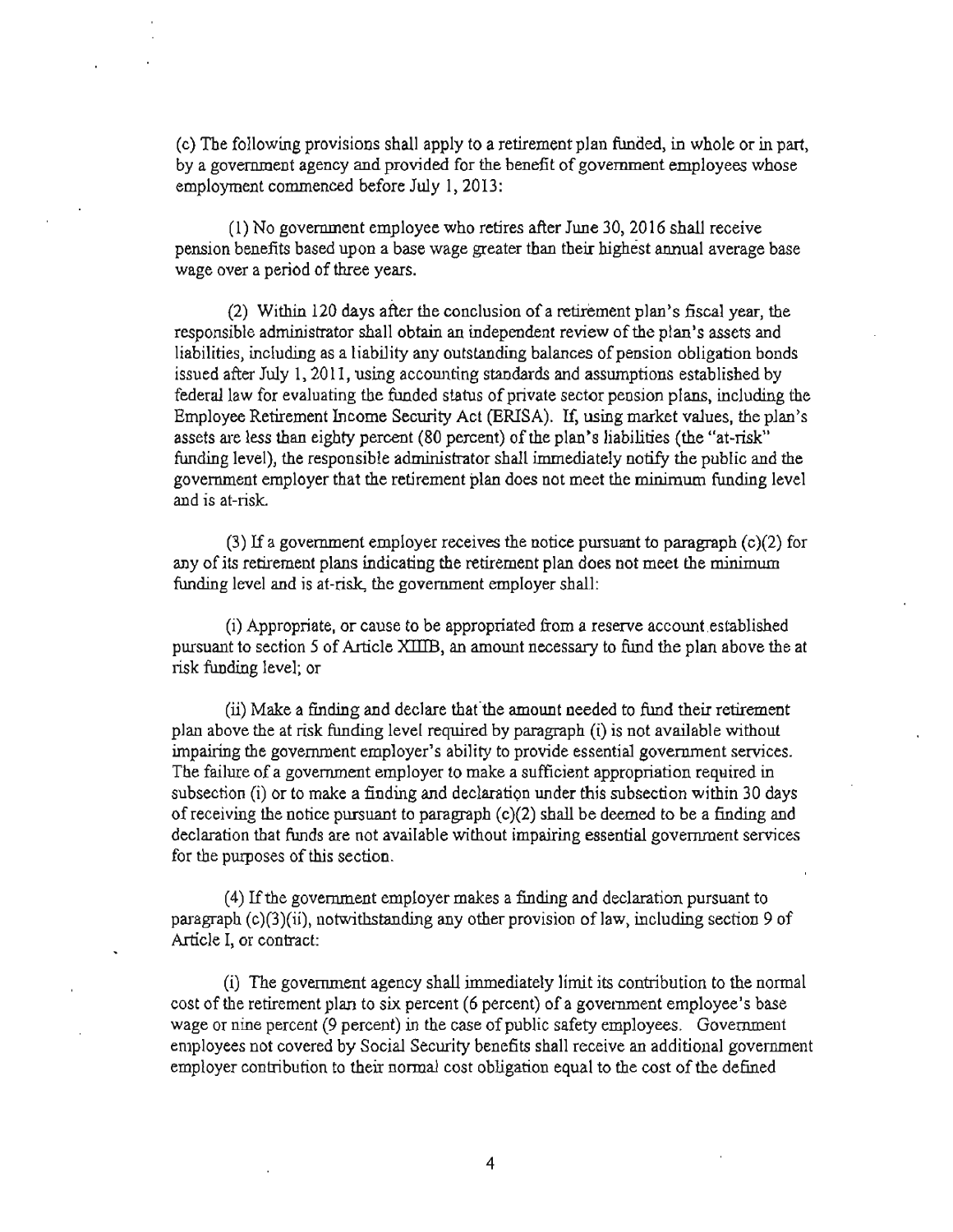(c) The following provisions shall apply to a retirement plan funded, in whole or in part, by a government agency and provided for the benefit of government employees whose employment commenced before July 1, 2013:

(1) No government employee who retires after June 30, 2016 shall receive pension benefits based upon a base wage greater than their highest annual average base wage over a period of three years.

(2) Within 120 days after the conclusion of a retirement plan's fiscal year, the responsible administrator shall obtain an independent review of the plan's assets and liabilities, including as a liability any outstanding balances of pension obligation bonds issued after July 1, 2011, using accounting standards and assumptions established by federal law for evaluating the funded status of private sector pension plans, including the Employee Retirement Income Security Act (ERISA). If, using market values, the plan's assets are less than eighty percent (80 percent) of the plan's liabilities (the "at-risk" funding level), the responsible administrator shall immediately notify the public and the government employer that the retirement plan does not meet the minimum funding level and is at-risk.

(3) If a government employer receives the notice pursuant to paragraph (c)(2) for any of its retirement plans indicating the retirement plan does not meet the minimum funding level and is at-risk, the government employer shall:

(i) Appropriate, or cause to be appropriated from a reserve account established pursuant to section 5 of Article XIIIB, an amount necessary to fund the plan above the at risk funding level; or

(ii) Make a finding and declare that the amount needed to fund their retirement plan above the at risk funding level required by paragraph (i) is not available without impairing the government employer's ability to provide essential government services. The failure of a government employer to make a sufficient appropriation required in subsection (i) or to make a finding and declaration under this subsection within 30 days of receiving the notice pursuant to paragraph (c)(2) shall be deemed to be a finding and declaration that funds are not available without impairing essential government services for the purposes of this section.

(4) If the government employer makes a finding and declaration pursuant to paragraph (c)(3)(ii), notwithstanding any other provision of law, including section 9 of Article I, or contract:

(i) The government agency shall immediately limit its contribution to the normal cost of the retirement plan to six percent (6 percent) of a government employee's base wage or nine percent (9 percent) in the case of public safety employees. Government employees not covered by Social Security benefits shall receive an additional government employer contribution to their normal cost obligation equal to the cost of the defined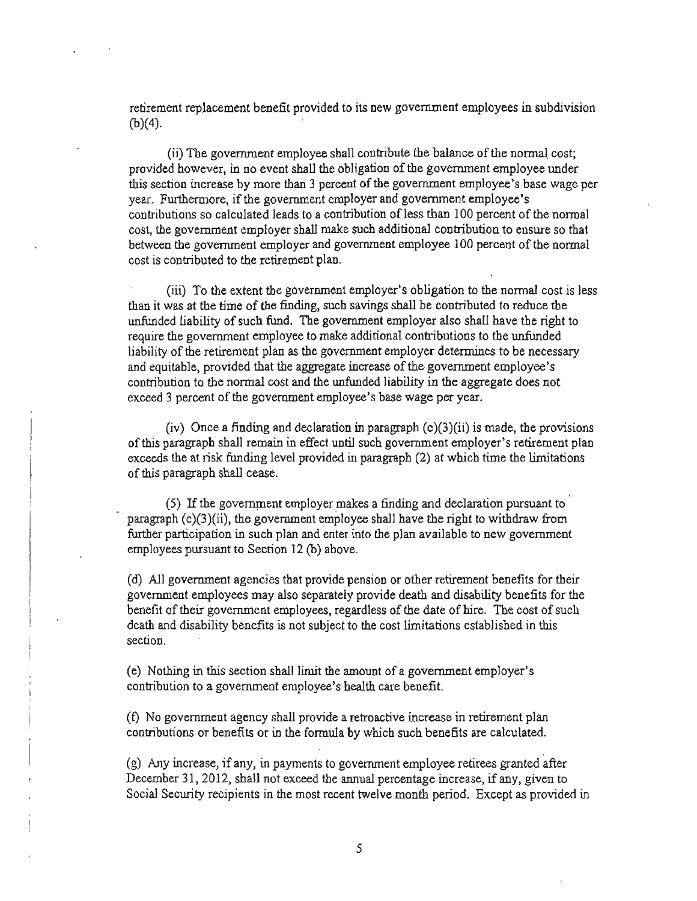retirement replacement benefit provided to its new government employees in subdivision (b)(4).

(ii) The government employee shall contribute the balance of the normal cost; provided however, in no event shall the obligation of the government employee under this section increase by more than 3 percent of the government employee's base wage per year. Furthermore, if the government employer and government employee's contributions so calculated leads to a contribution of less than 100 percent of the normal cost, the government employer shall make such additional contribution to ensure so that between the government employer and government employee 100 percent of the normal cost is contributed to the retirement plan.

(iii) To the extent the government employer's obligation to the normal cost is less than it was at the time of the finding, such savings shall be contributed to reduce the unfunded liability of such fund. The government employer also shall have the right to require the government employee to make additional contributions to the unfunded liability of the retirement plan as the government employer determines to be necessary and equitable, provided that the aggregate increase of the government employee's contribution to the normal cost and the unfunded liability in the aggregate does not exceed 3 percent of the government employee's base wage per year.

(iv) Once a finding and declaration in paragraph (c)(3)(ii) is made, the provisions of this paragraph shall remain in effect until such government employer's retirement plan exceeds the at risk funding level provided in paragraph (2) at which time the limitations of this paragraph shall cease.

(5) If the government employer makes a finding and declaration pursuant to paragraph (c)(3)(ii), the government employee shall have the right to withdraw from further participation in such plan and enter into the plan available to new government employees pursuant to Section 12 (b) above.

(d) All government agencies that provide pension or other retirement benefits for their government employees may also separately provide death and disability benefits for the benefit of their government employees, regardless of the date of hire. The cost of such death and disability benefits is not subject to the cost limitations established in this section.

(e) Nothing in this section shall limit the amount of a government employer's contribution to a government employee's health care benefit.

(f) No government agency shall provide a retroactive increase in retirement plan contributions or benefits or in the formula by which such benefits are calculated.

(g) Any increase, if any, in payments to government employee retirees granted after December 31, 2012, shall not exceed the annual percentage increase, if any, given to Social Security recipients in the most recent twelve month period. Except as provided in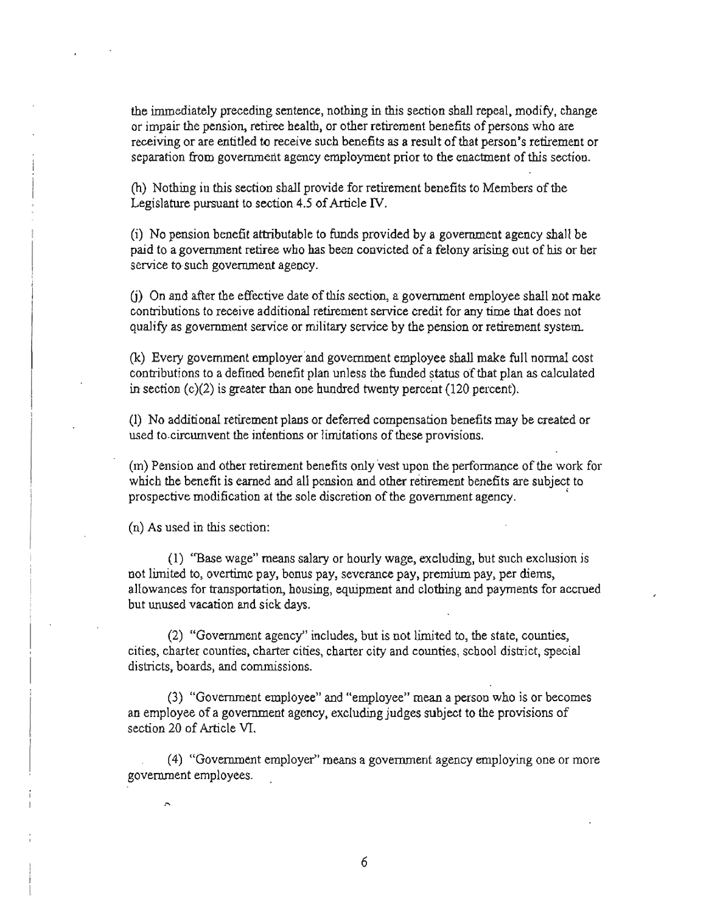the immediately preceding sentence, nothing in this section shall repeal, modify, change or impair the pension, retiree health, or other retirement benefits of persons who are receiving or are entitled to receive such benefits as a result of that person's retirement or separation from government agency employment prior to the enactment of this section.

(h) Nothing in this section shall provide for retirement benefits to Members of the Legislature pursuant to section 4.5 of Article IV.

(i) No pension benefit attributable to funds provided by a government agency shall be paid to a government retiree who has been convicted of a felony arising out of his or her service to such government agency.

(j) On and after the effective date of this section, a government employee shall not make contributions to receive additional retirement service credit for any time that does not qualify as government service or military service by the pension or retirement system.

(k) Every government employer and government employee shall make full normal cost contributions to a defined benefit plan unless the funded status of that plan as calculated in section (c)(2) is greater than one hundred twenty percent (120 percent).

(l) No additional retirement plans or deferred compensation benefits may be created or used to circumvent the intentions or limitations of these provisions.

(m) Pension and other retirement benefits only vest upon the performance of the work for which the benefit is earned and all pension and other retirement benefits are subject to prospective modification at the sole discretion of the government agency.

(n) As used in this section:

(1) "Base wage" means salary or hourly wage, excluding, but such exclusion is not limited to, overtime pay, bonus pay, severance pay, premium pay, per diems, allowances for transportation, housing, equipment and clothing and payments for accrued but unused vacation and sick days.

(2) "Government agency" includes, but is not limited to, the state, counties, cities, charter counties, charter cities, charter city and counties, school district, special districts, boards, and commissions.

(3) "Government employee" and "employee" mean a person who is or becomes an employee of a government agency, excluding judges subject to the provisions of section 20 of Article VI.

(4) "Government employer" means a government agency employing one or more government employees.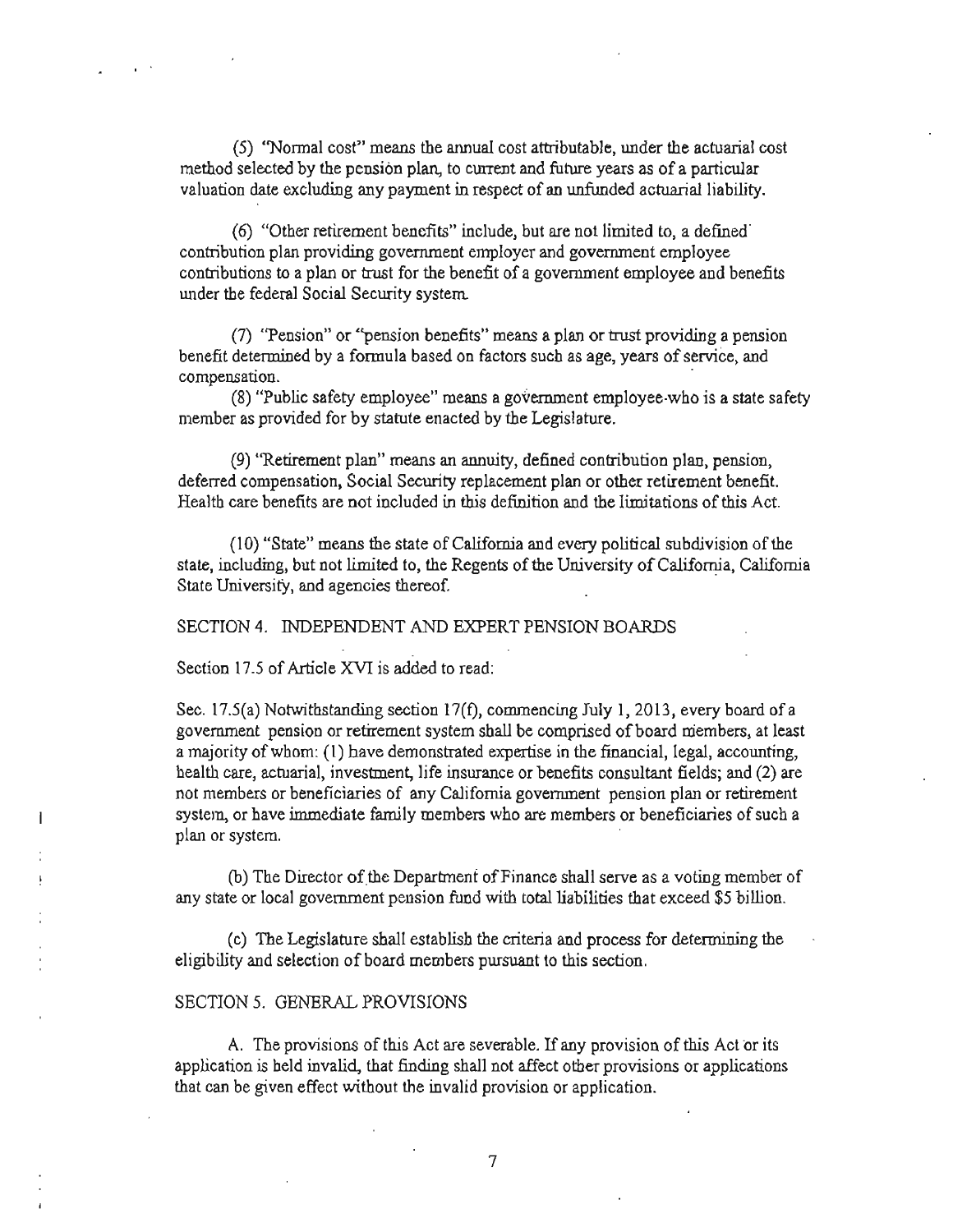(5) "Normal cost" means the annual cost attributable, under the actuarial cost method selected by the pension plan, to current and future years as of a particular valuation date excluding any payment in respect of an unfunded actuarial liability.

(6) "Other retirement benefits" include, but are not limited to, a defined contribution plan providing government employer and government employee contributions to a plan or trust for the benefit of a government employee and benefits under the federal Social Security system.

(7) "Pension" or "pension benefits" means a plan or trust providing a pension benefit determined by a formula based on factors such as age, years of service, and compensation.

(8) "Public safety employee" means a government employee who is a state safety member as provided for by statute enacted by the Legislature.

(9) "Retirement plan" means an annuity, defined contribution plan, pension, deferred compensation, Social Security replacement plan or other retirement benefit. Health care benefits are not included in this definition and the limitations of this Act.

(10) "State" means the state of California and every political subdivision of the state, including, but not limited to, the Regents of the University of California, California State University, and agencies thereof.

SECTION 4. INDEPENDENT AND EXPERT PENSION BOARDS

Section 17.5 of Article XVI is added to read:

Sec. 17.5(a) Notwithstanding section 17(f), commencing July 1, 2013, every board of a government pension or retirement system shall be comprised of board members, at least a majority of whom: (1) have demonstrated expertise in the financial, legal, accounting, health care, actuarial, investment, life insurance or benefits consultant fields; and (2) are not members or beneficiaries of any California government pension plan or retirement system, or have immediate family members who are members or beneficiaries of such a plan or system.

(b) The Director of the Department of Finance shall serve as a voting member of any state or local government pension fund with total liabilities that exceed $5 billion.

(c) The Legislature shall establish the criteria and process for determining the eligibility and selection of board members pursuant to this section.

SECTION 5. GENERAL PROVISIONS

A. The provisions of this Act are severable. If any provision of this Act or its application is held invalid, that finding shall not affect other provisions or applications that can be given effect without the invalid provision or application.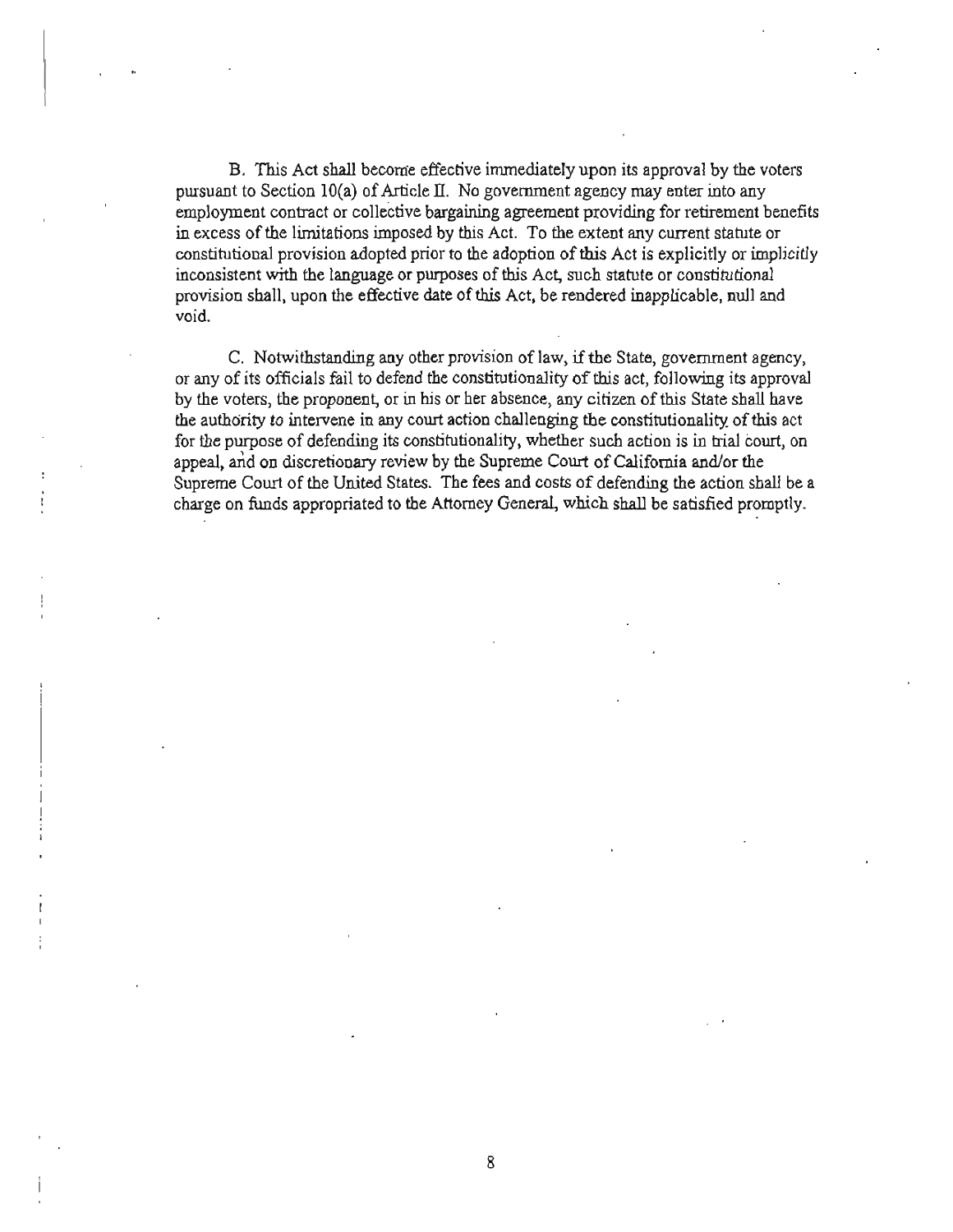B. This Act shall become effective immediately upon its approval by the voters pursuant to Section 10(a) of Article II. No government agency may enter into any employment contract or collective bargaining agreement providing for retirement benefits in excess of the limitations imposed by this Act. To the extent any current statute or constitutional provision adopted prior to the adoption of this Act is explicitly or implicitly inconsistent with the language or purposes of this Act, such statute or constitutional provision shall, upon the effective date of this Act, be rendered inapplicable, null and void.

C. Notwithstanding any other provision of law, if the State, government agency, or any of its officials fail to defend the constitutionality of this act, following its approval by the voters, the proponent, or in his or her absence, any citizen of this State shall have the authority to intervene in any court action challenging the constitutionality of this act for the purpose of defending its constitutionality, whether such action is in trial court, on appeal, and on discretionary review by the Supreme Court of California and/or the Supreme Court of the United States. The fees and costs of defending the action shall be a charge on funds appropriated to the Attorney General, which shall be satisfied promptly.